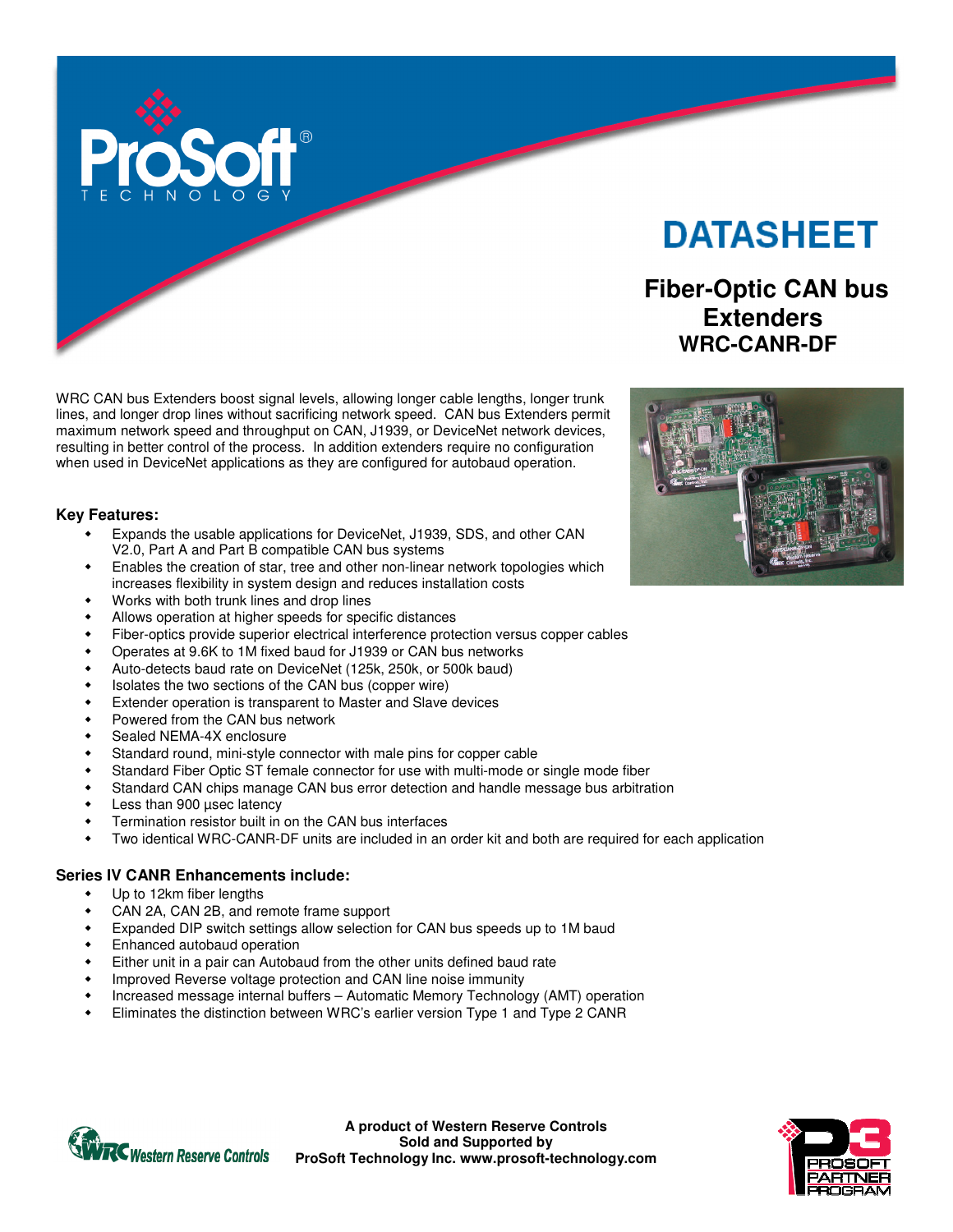ProSoft® TECHNOLOGY

# DATASHEET

## Fiber-Optic CAN bus Extenders

### WRC-CANR-DF

WRC CAN bus Extenders boost signal levels, allowing longer cable lengths, longer trunk lines, and longer drop lines without sacrificing network speed. CAN bus Extenders permit maximum network speed and throughput on CAN, J1939, or DeviceNet network devices, resulting in better control of the process. In addition extenders require no configuration when used in DeviceNet applications as they are configured for autobaud operation.

### Key Features:

- Expands the usable applications for DeviceNet, J1939, SDS, and other CAN V2.0, Part A and Part B compatible CAN bus systems
- Enables the creation of star, tree and other non-linear network topologies which increases flexibility in system design and reduces installation costs
- Works with both trunk lines and drop lines
- Allows operation at higher speeds for specific distances
- Fiber-optics provide superior electrical interference protection versus copper cables
- Operates at 9.6K to 1M fixed baud for J1939 or CAN bus networks
- Auto-detects baud rate on DeviceNet (125k, 250k, or 500k baud)
- Isolates the two sections of the CAN bus (copper wire)
- Extender operation is transparent to Master and Slave devices
- Powered from the CAN bus network
- Sealed NEMA-4X enclosure
- Standard round, mini-style connector with male pins for copper cable
- Standard Fiber Optic ST female connector for use with multi-mode or single mode fiber
- Standard CAN chips manage CAN bus error detection and handle message bus arbitration
- Less than 900 µsec latency
- Termination resistor built in on the CAN bus interfaces
- Two identical WRC-CANR-DF units are included in an order kit and both are required for each application

### Series IV CANR Enhancements include:

- Up to 12km fiber lengths
- CAN 2A, CAN 2B, and remote frame support
- Expanded DIP switch settings allow selection for CAN bus speeds up to 1M baud
- Enhanced autobaud operation
- Either unit in a pair can Autobaud from the other units defined baud rate
- Improved Reverse voltage protection and CAN line noise immunity
- Increased message internal buffers – Automatic Memory Technology (AMT) operation
- Eliminates the distinction between WRC's earlier version Type 1 and Type 2 CANR

WRC Western Reserve Controls

**A product of Western Reserve Controls**
**Sold and Supported by**
**ProSoft Technology Inc. www.prosoft-technology.com**

P3 PROSOFT PARTNER PROGRAM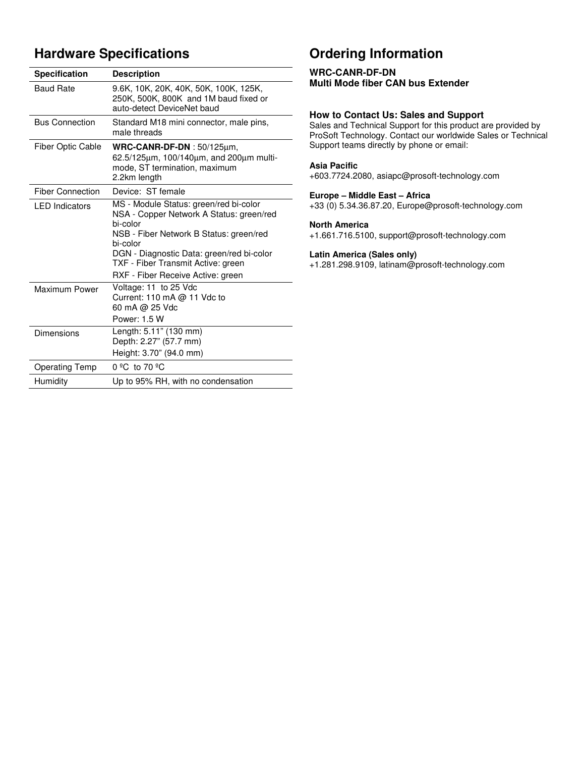## Hardware Specifications

| Specification | Description |
|---|---|
| Baud Rate | 9.6K, 10K, 20K, 40K, 50K, 100K, 125K, 250K, 500K, 800K and 1M baud fixed or auto-detect DeviceNet baud |
| Bus Connection | Standard M18 mini connector, male pins, male threads |
| Fiber Optic Cable | **WRC-CANR-DF-DN** : 50/125µm, 62.5/125µm, 100/140µm, and 200µm multi-mode, ST termination, maximum 2.2km length |
| Fiber Connection | Device: ST female |
| LED Indicators | MS - Module Status: green/red bi-color<br>NSA - Copper Network A Status: green/red bi-color<br>NSB - Fiber Network B Status: green/red bi-color<br>DGN - Diagnostic Data: green/red bi-color<br>TXF - Fiber Transmit Active: green<br>RXF - Fiber Receive Active: green |
| Maximum Power | Voltage: 11 to 25 Vdc<br>Current: 110 mA @ 11 Vdc to 60 mA @ 25 Vdc<br>Power: 1.5 W |
| Dimensions | Length: 5.11" (130 mm)<br>Depth: 2.27" (57.7 mm)<br>Height: 3.70" (94.0 mm) |
| Operating Temp | 0 ºC to 70 ºC |
| Humidity | Up to 95% RH, with no condensation |

## Ordering Information

**WRC-CANR-DF-DN**
**Multi Mode fiber CAN bus Extender**

### How to Contact Us: Sales and Support

Sales and Technical Support for this product are provided by ProSoft Technology. Contact our worldwide Sales or Technical Support teams directly by phone or email:

**Asia Pacific**
+603.7724.2080, asiapc@prosoft-technology.com

**Europe – Middle East – Africa**
+33 (0) 5.34.36.87.20, Europe@prosoft-technology.com

**North America**
+1.661.716.5100, support@prosoft-technology.com

**Latin America (Sales only)**
+1.281.298.9109, latinam@prosoft-technology.com